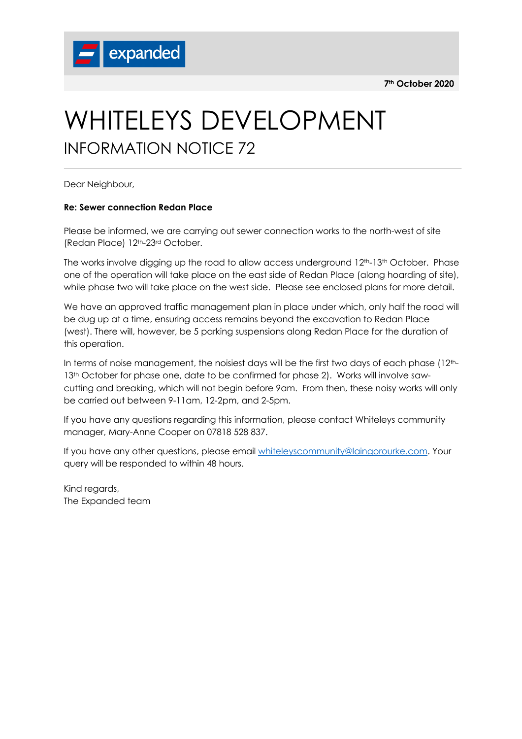expanded

**7th October 2020**

# WHITELEYS DEVELOPMENT

## INFORMATION NOTICE 72

Dear Neighbour,

**Re: Sewer connection Redan Place**

Please be informed, we are carrying out sewer connection works to the north-west of site (Redan Place) 12th-23rd October.

The works involve digging up the road to allow access underground 12th-13th October. Phase one of the operation will take place on the east side of Redan Place (along hoarding of site), while phase two will take place on the west side. Please see enclosed plans for more detail.

We have an approved traffic management plan in place under which, only half the road will be dug up at a time, ensuring access remains beyond the excavation to Redan Place (west). There will, however, be 5 parking suspensions along Redan Place for the duration of this operation.

In terms of noise management, the noisiest days will be the first two days of each phase (12th-13th October for phase one, date to be confirmed for phase 2). Works will involve saw-cutting and breaking, which will not begin before 9am. From then, these noisy works will only be carried out between 9-11am, 12-2pm, and 2-5pm.

If you have any questions regarding this information, please contact Whiteleys community manager, Mary-Anne Cooper on 07818 528 837.

If you have any other questions, please email whiteleyscommunity@laingorourke.com. Your query will be responded to within 48 hours.

Kind regards,
The Expanded team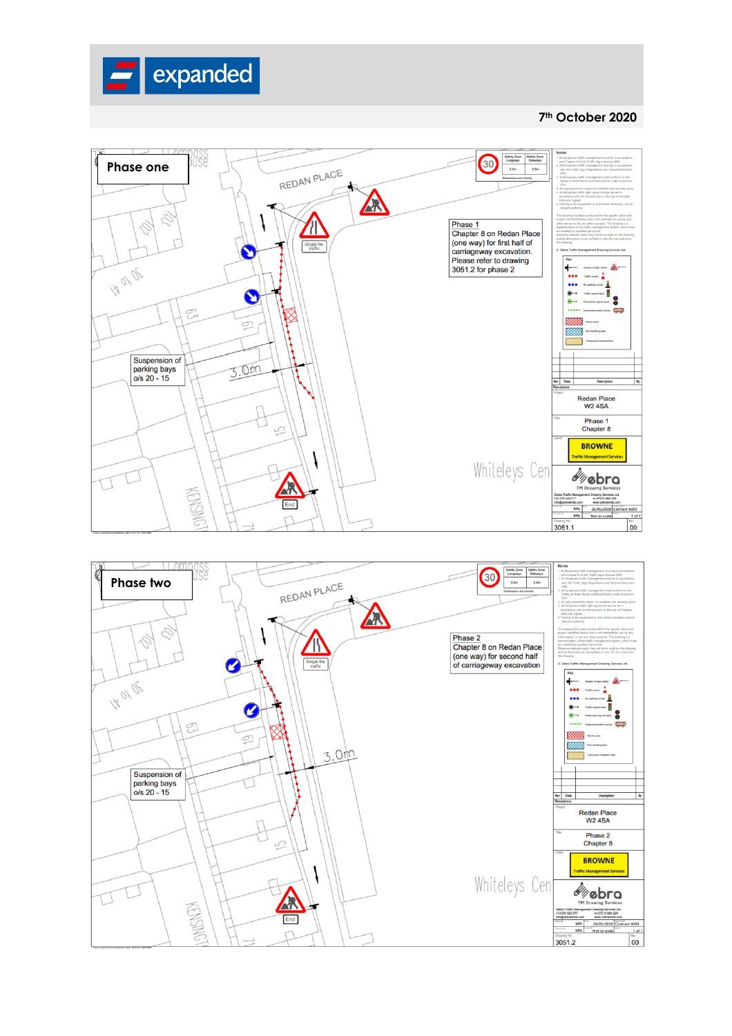7th October 2020

Phase one

REDAN PLACE

Phase 1
Chapter 8 on Redan Place (one way) for first half of carriageway excavation. Please refer to drawing 3051.2 for phase 2

Suspension of parking bays o/s 20 - 15

3.0m

Single file traffic

End

Whiteleys Cen

Project: Redan Place W2 4SA

Title: Phase 1 Chapter 8

Client: BROWNE Traffic Management Services

Zebra TM Drawing Services

26/05/2020 Contract 6003

Not to scale

Drawing No. 3051.1

Rev. 00

Phase two

REDAN PLACE

Phase 2
Chapter 8 on Redan Place (one way) for second half of carriageway excavation

Suspension of parking bays o/s 20 - 15

3.0m

Single file traffic

End

Whiteleys Cen

Project: Redan Place W2 4SA

Title: Phase 2 Chapter 8

Client: BROWNE Traffic Management Services

Zebra TM Drawing Services

26/05/2020 Contract 6003

Not to scale

Drawing No. 3051.2

Rev. 00